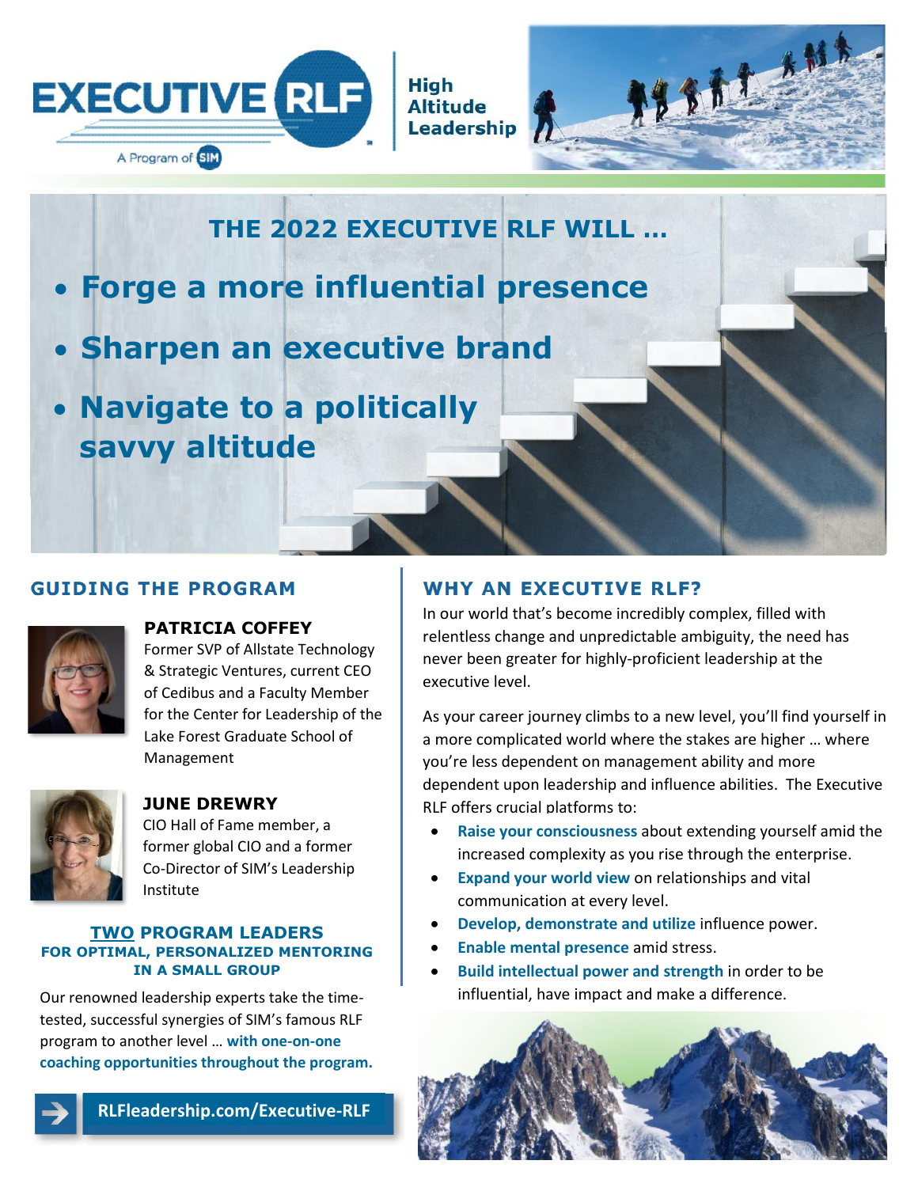EXECUTIVE RLF

A Program of SIM

High Altitude Leadership

## THE 2022 EXECUTIVE RLF WILL ...

- **Forge a more influential presence**
- **Sharpen an executive brand**
- **Navigate to a politically savvy altitude**

## GUIDING THE PROGRAM

### PATRICIA COFFEY

Former SVP of Allstate Technology & Strategic Ventures, current CEO of Cedibus and a Faculty Member for the Center for Leadership of the Lake Forest Graduate School of Management

### JUNE DREWRY

CIO Hall of Fame member, a former global CIO and a former Co-Director of SIM's Leadership Institute

### TWO PROGRAM LEADERS FOR OPTIMAL, PERSONALIZED MENTORING IN A SMALL GROUP

Our renowned leadership experts take the time-tested, successful synergies of SIM's famous RLF program to another level ... **with one-on-one coaching opportunities throughout the program.**

RLFleadership.com/Executive-RLF

## WHY AN EXECUTIVE RLF?

In our world that's become incredibly complex, filled with relentless change and unpredictable ambiguity, the need has never been greater for highly-proficient leadership at the executive level.

As your career journey climbs to a new level, you'll find yourself in a more complicated world where the stakes are higher ... where you're less dependent on management ability and more dependent upon leadership and influence abilities. The Executive RLF offers crucial platforms to:

- **Raise your consciousness** about extending yourself amid the increased complexity as you rise through the enterprise.
- **Expand your world view** on relationships and vital communication at every level.
- **Develop, demonstrate and utilize** influence power.
- **Enable mental presence** amid stress.
- **Build intellectual power and strength** in order to be influential, have impact and make a difference.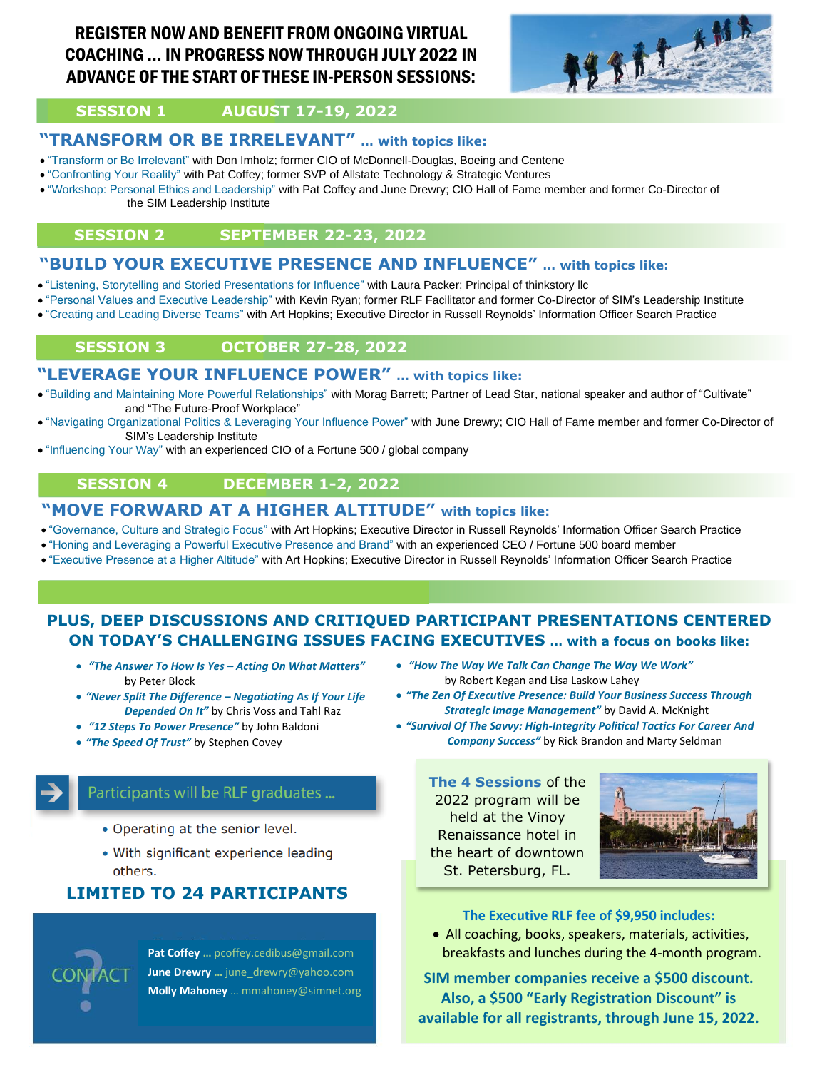# REGISTER NOW AND BENEFIT FROM ONGOING VIRTUAL COACHING … IN PROGRESS NOW THROUGH JULY 2022 IN ADVANCE OF THE START OF THESE IN-PERSON SESSIONS:

## SESSION 1 AUGUST 17-19, 2022

### "TRANSFORM OR BE IRRELEVANT" … with topics like:

- "Transform or Be Irrelevant" with Don Imholz; former CIO of McDonnell-Douglas, Boeing and Centene
- "Confronting Your Reality" with Pat Coffey; former SVP of Allstate Technology & Strategic Ventures
- "Workshop: Personal Ethics and Leadership" with Pat Coffey and June Drewry; CIO Hall of Fame member and former Co-Director of the SIM Leadership Institute

## SESSION 2 SEPTEMBER 22-23, 2022

### "BUILD YOUR EXECUTIVE PRESENCE AND INFLUENCE" … with topics like:

- "Listening, Storytelling and Storied Presentations for Influence" with Laura Packer; Principal of thinkstory llc
- "Personal Values and Executive Leadership" with Kevin Ryan; former RLF Facilitator and former Co-Director of SIM's Leadership Institute
- "Creating and Leading Diverse Teams" with Art Hopkins; Executive Director in Russell Reynolds' Information Officer Search Practice

## SESSION 3 OCTOBER 27-28, 2022

### "LEVERAGE YOUR INFLUENCE POWER" … with topics like:

- "Building and Maintaining More Powerful Relationships" with Morag Barrett; Partner of Lead Star, national speaker and author of "Cultivate" and "The Future-Proof Workplace"
- "Navigating Organizational Politics & Leveraging Your Influence Power" with June Drewry; CIO Hall of Fame member and former Co-Director of SIM's Leadership Institute
- "Influencing Your Way" with an experienced CIO of a Fortune 500 / global company

## SESSION 4 DECEMBER 1-2, 2022

### "MOVE FORWARD AT A HIGHER ALTITUDE" with topics like:

- "Governance, Culture and Strategic Focus" with Art Hopkins; Executive Director in Russell Reynolds' Information Officer Search Practice
- "Honing and Leveraging a Powerful Executive Presence and Brand" with an experienced CEO / Fortune 500 board member
- "Executive Presence at a Higher Altitude" with Art Hopkins; Executive Director in Russell Reynolds' Information Officer Search Practice

### PLUS, DEEP DISCUSSIONS AND CRITIQUED PARTICIPANT PRESENTATIONS CENTERED ON TODAY'S CHALLENGING ISSUES FACING EXECUTIVES … with a focus on books like:

- ***"The Answer To How Is Yes – Acting On What Matters"*** by Peter Block
- ***"Never Split The Difference – Negotiating As If Your Life Depended On It"*** by Chris Voss and Tahl Raz
- ***"12 Steps To Power Presence"*** by John Baldoni
- ***"The Speed Of Trust"*** by Stephen Covey
- ***"How The Way We Talk Can Change The Way We Work"*** by Robert Kegan and Lisa Laskow Lahey
- ***"The Zen Of Executive Presence: Build Your Business Success Through Strategic Image Management"*** by David A. McKnight
- ***"Survival Of The Savvy: High-Integrity Political Tactics For Career And Company Success"*** by Rick Brandon and Marty Seldman

Participants will be RLF graduates …

- Operating at the senior level.
- With significant experience leading others.

### LIMITED TO 24 PARTICIPANTS

**The 4 Sessions** of the 2022 program will be held at the Vinoy Renaissance hotel in the heart of downtown St. Petersburg, FL.

CONTACT

**Pat Coffey** … pcoffey.cedibus@gmail.com
**June Drewry** … june_drewry@yahoo.com
**Molly Mahoney** … mmahoney@simnet.org

**The Executive RLF fee of $9,950 includes:**

- All coaching, books, speakers, materials, activities, breakfasts and lunches during the 4-month program.

**SIM member companies receive a $500 discount. Also, a $500 "Early Registration Discount" is available for all registrants, through June 15, 2022.**